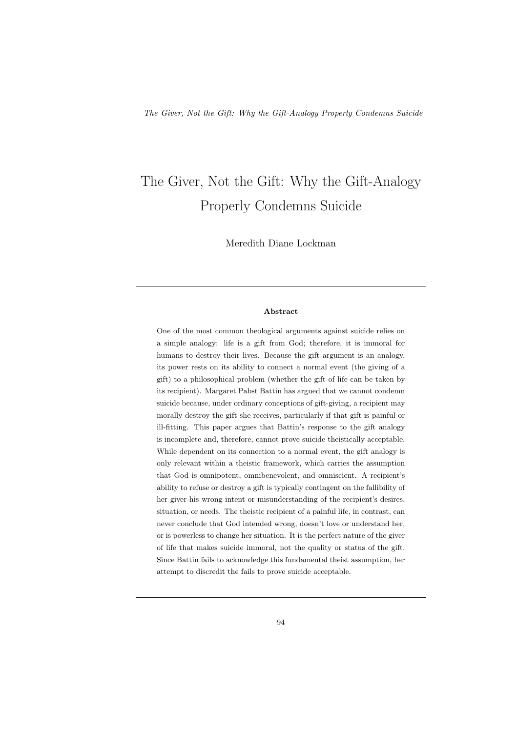# The Giver, Not the Gift: Why the Gift-Analogy Properly Condemns Suicide

Meredith Diane Lockman

---

**Abstract**

One of the most common theological arguments against suicide relies on a simple analogy: life is a gift from God; therefore, it is immoral for humans to destroy their lives. Because the gift argument is an analogy, its power rests on its ability to connect a normal event (the giving of a gift) to a philosophical problem (whether the gift of life can be taken by its recipient). Margaret Pabst Battin has argued that we cannot condemn suicide because, under ordinary conceptions of gift-giving, a recipient may morally destroy the gift she receives, particularly if that gift is painful or ill-fitting. This paper argues that Battin's response to the gift analogy is incomplete and, therefore, cannot prove suicide theistically acceptable. While dependent on its connection to a normal event, the gift analogy is only relevant within a theistic framework, which carries the assumption that God is omnipotent, omnibenevolent, and omniscient. A recipient's ability to refuse or destroy a gift is typically contingent on the fallibility of her giver-his wrong intent or misunderstanding of the recipient's desires, situation, or needs. The theistic recipient of a painful life, in contrast, can never conclude that God intended wrong, doesn't love or understand her, or is powerless to change her situation. It is the perfect nature of the giver of life that makes suicide immoral, not the quality or status of the gift. Since Battin fails to acknowledge this fundamental theist assumption, her attempt to discredit the fails to prove suicide acceptable.

---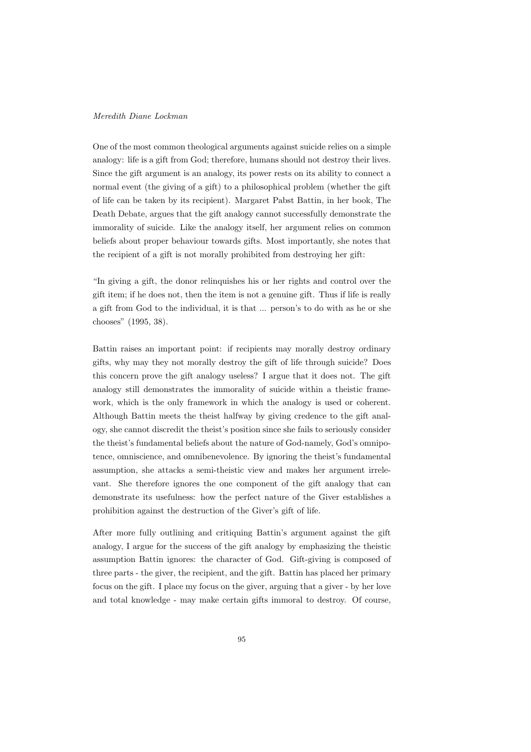One of the most common theological arguments against suicide relies on a simple analogy: life is a gift from God; therefore, humans should not destroy their lives. Since the gift argument is an analogy, its power rests on its ability to connect a normal event (the giving of a gift) to a philosophical problem (whether the gift of life can be taken by its recipient). Margaret Pabst Battin, in her book, The Death Debate, argues that the gift analogy cannot successfully demonstrate the immorality of suicide. Like the analogy itself, her argument relies on common beliefs about proper behaviour towards gifts. Most importantly, she notes that the recipient of a gift is not morally prohibited from destroying her gift:

"In giving a gift, the donor relinquishes his or her rights and control over the gift item; if he does not, then the item is not a genuine gift. Thus if life is really a gift from God to the individual, it is that ... person's to do with as he or she chooses" (1995, 38).

Battin raises an important point: if recipients may morally destroy ordinary gifts, why may they not morally destroy the gift of life through suicide? Does this concern prove the gift analogy useless? I argue that it does not. The gift analogy still demonstrates the immorality of suicide within a theistic framework, which is the only framework in which the analogy is used or coherent. Although Battin meets the theist halfway by giving credence to the gift analogy, she cannot discredit the theist's position since she fails to seriously consider the theist's fundamental beliefs about the nature of God-namely, God's omnipotence, omniscience, and omnibenevolence. By ignoring the theist's fundamental assumption, she attacks a semi-theistic view and makes her argument irrelevant. She therefore ignores the one component of the gift analogy that can demonstrate its usefulness: how the perfect nature of the Giver establishes a prohibition against the destruction of the Giver's gift of life.

After more fully outlining and critiquing Battin's argument against the gift analogy, I argue for the success of the gift analogy by emphasizing the theistic assumption Battin ignores: the character of God. Gift-giving is composed of three parts - the giver, the recipient, and the gift. Battin has placed her primary focus on the gift. I place my focus on the giver, arguing that a giver - by her love and total knowledge - may make certain gifts immoral to destroy. Of course,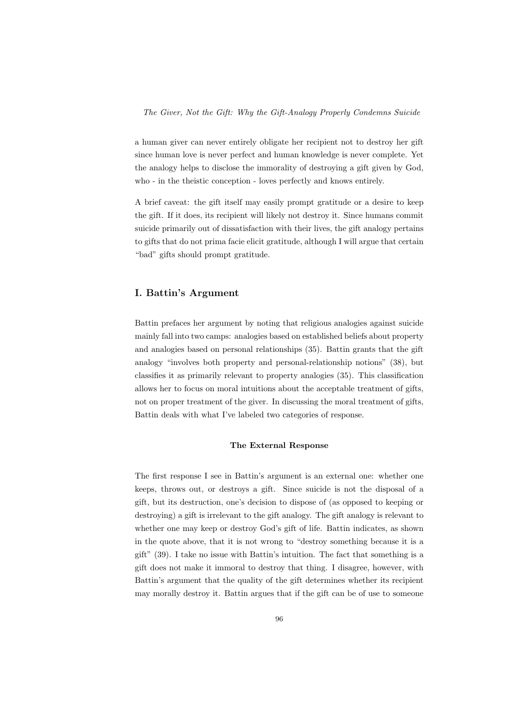a human giver can never entirely obligate her recipient not to destroy her gift since human love is never perfect and human knowledge is never complete. Yet the analogy helps to disclose the immorality of destroying a gift given by God, who - in the theistic conception - loves perfectly and knows entirely.

A brief caveat: the gift itself may easily prompt gratitude or a desire to keep the gift. If it does, its recipient will likely not destroy it. Since humans commit suicide primarily out of dissatisfaction with their lives, the gift analogy pertains to gifts that do not prima facie elicit gratitude, although I will argue that certain "bad" gifts should prompt gratitude.

## I. Battin's Argument

Battin prefaces her argument by noting that religious analogies against suicide mainly fall into two camps: analogies based on established beliefs about property and analogies based on personal relationships (35). Battin grants that the gift analogy "involves both property and personal-relationship notions" (38), but classifies it as primarily relevant to property analogies (35). This classification allows her to focus on moral intuitions about the acceptable treatment of gifts, not on proper treatment of the giver. In discussing the moral treatment of gifts, Battin deals with what I've labeled two categories of response.

### The External Response

The first response I see in Battin's argument is an external one: whether one keeps, throws out, or destroys a gift. Since suicide is not the disposal of a gift, but its destruction, one's decision to dispose of (as opposed to keeping or destroying) a gift is irrelevant to the gift analogy. The gift analogy is relevant to whether one may keep or destroy God's gift of life. Battin indicates, as shown in the quote above, that it is not wrong to "destroy something because it is a gift" (39). I take no issue with Battin's intuition. The fact that something is a gift does not make it immoral to destroy that thing. I disagree, however, with Battin's argument that the quality of the gift determines whether its recipient may morally destroy it. Battin argues that if the gift can be of use to someone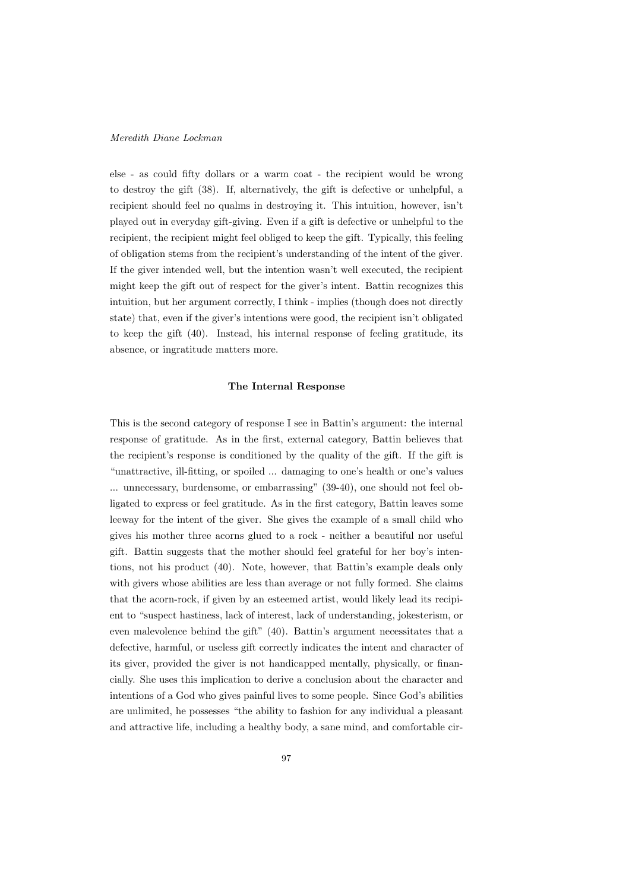else - as could fifty dollars or a warm coat - the recipient would be wrong to destroy the gift (38). If, alternatively, the gift is defective or unhelpful, a recipient should feel no qualms in destroying it. This intuition, however, isn't played out in everyday gift-giving. Even if a gift is defective or unhelpful to the recipient, the recipient might feel obliged to keep the gift. Typically, this feeling of obligation stems from the recipient's understanding of the intent of the giver. If the giver intended well, but the intention wasn't well executed, the recipient might keep the gift out of respect for the giver's intent. Battin recognizes this intuition, but her argument correctly, I think - implies (though does not directly state) that, even if the giver's intentions were good, the recipient isn't obligated to keep the gift (40). Instead, his internal response of feeling gratitude, its absence, or ingratitude matters more.

### The Internal Response

This is the second category of response I see in Battin's argument: the internal response of gratitude. As in the first, external category, Battin believes that the recipient's response is conditioned by the quality of the gift. If the gift is "unattractive, ill-fitting, or spoiled ... damaging to one's health or one's values ... unnecessary, burdensome, or embarrassing" (39-40), one should not feel obligated to express or feel gratitude. As in the first category, Battin leaves some leeway for the intent of the giver. She gives the example of a small child who gives his mother three acorns glued to a rock - neither a beautiful nor useful gift. Battin suggests that the mother should feel grateful for her boy's intentions, not his product (40). Note, however, that Battin's example deals only with givers whose abilities are less than average or not fully formed. She claims that the acorn-rock, if given by an esteemed artist, would likely lead its recipient to "suspect hastiness, lack of interest, lack of understanding, jokesterism, or even malevolence behind the gift" (40). Battin's argument necessitates that a defective, harmful, or useless gift correctly indicates the intent and character of its giver, provided the giver is not handicapped mentally, physically, or financially. She uses this implication to derive a conclusion about the character and intentions of a God who gives painful lives to some people. Since God's abilities are unlimited, he possesses "the ability to fashion for any individual a pleasant and attractive life, including a healthy body, a sane mind, and comfortable cir-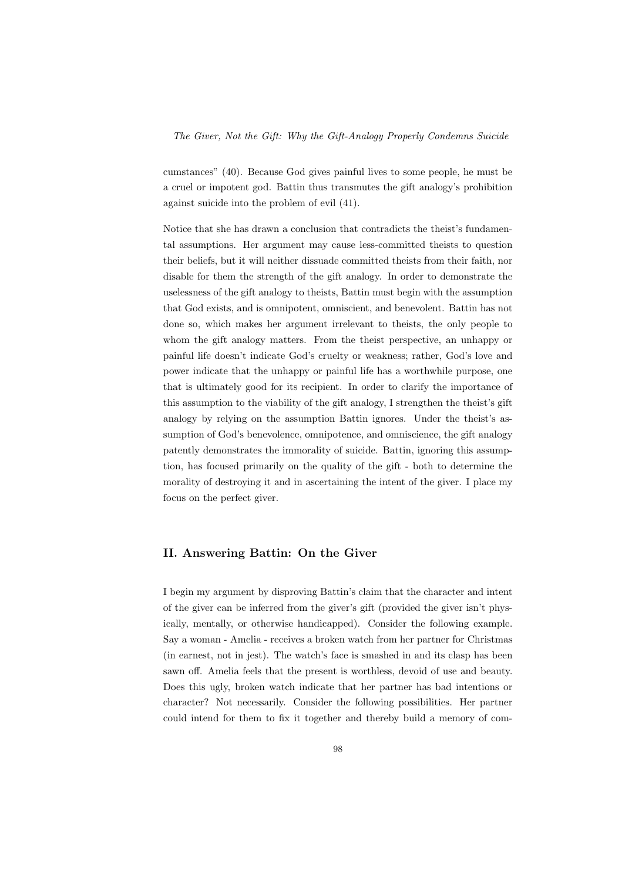cumstances" (40). Because God gives painful lives to some people, he must be a cruel or impotent god. Battin thus transmutes the gift analogy's prohibition against suicide into the problem of evil (41).

Notice that she has drawn a conclusion that contradicts the theist's fundamental assumptions. Her argument may cause less-committed theists to question their beliefs, but it will neither dissuade committed theists from their faith, nor disable for them the strength of the gift analogy. In order to demonstrate the uselessness of the gift analogy to theists, Battin must begin with the assumption that God exists, and is omnipotent, omniscient, and benevolent. Battin has not done so, which makes her argument irrelevant to theists, the only people to whom the gift analogy matters. From the theist perspective, an unhappy or painful life doesn't indicate God's cruelty or weakness; rather, God's love and power indicate that the unhappy or painful life has a worthwhile purpose, one that is ultimately good for its recipient. In order to clarify the importance of this assumption to the viability of the gift analogy, I strengthen the theist's gift analogy by relying on the assumption Battin ignores. Under the theist's assumption of God's benevolence, omnipotence, and omniscience, the gift analogy patently demonstrates the immorality of suicide. Battin, ignoring this assumption, has focused primarily on the quality of the gift - both to determine the morality of destroying it and in ascertaining the intent of the giver. I place my focus on the perfect giver.

## II. Answering Battin: On the Giver

I begin my argument by disproving Battin's claim that the character and intent of the giver can be inferred from the giver's gift (provided the giver isn't physically, mentally, or otherwise handicapped). Consider the following example. Say a woman - Amelia - receives a broken watch from her partner for Christmas (in earnest, not in jest). The watch's face is smashed in and its clasp has been sawn off. Amelia feels that the present is worthless, devoid of use and beauty. Does this ugly, broken watch indicate that her partner has bad intentions or character? Not necessarily. Consider the following possibilities. Her partner could intend for them to fix it together and thereby build a memory of com-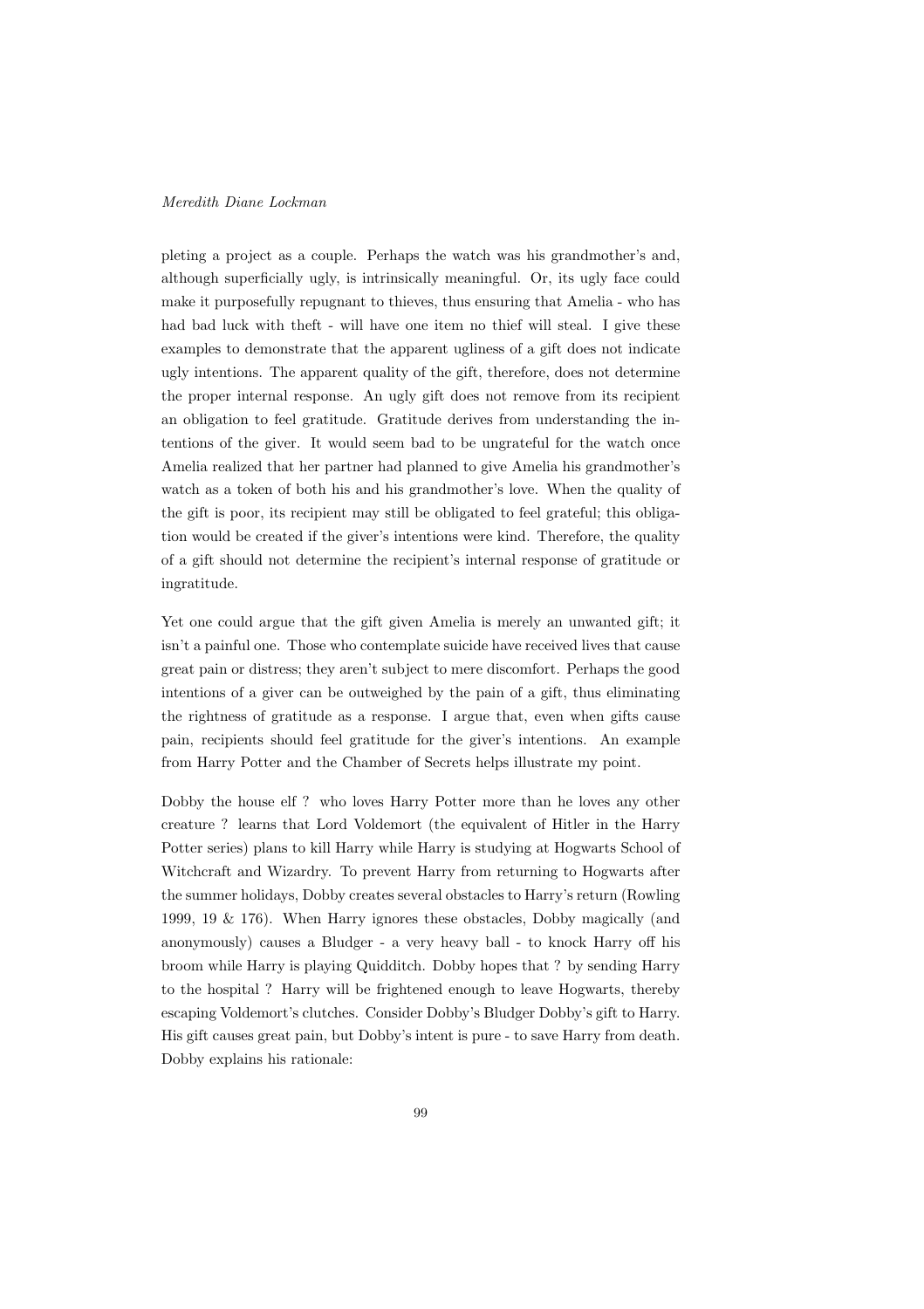pleting a project as a couple. Perhaps the watch was his grandmother's and, although superficially ugly, is intrinsically meaningful. Or, its ugly face could make it purposefully repugnant to thieves, thus ensuring that Amelia - who has had bad luck with theft - will have one item no thief will steal. I give these examples to demonstrate that the apparent ugliness of a gift does not indicate ugly intentions. The apparent quality of the gift, therefore, does not determine the proper internal response. An ugly gift does not remove from its recipient an obligation to feel gratitude. Gratitude derives from understanding the intentions of the giver. It would seem bad to be ungrateful for the watch once Amelia realized that her partner had planned to give Amelia his grandmother's watch as a token of both his and his grandmother's love. When the quality of the gift is poor, its recipient may still be obligated to feel grateful; this obligation would be created if the giver's intentions were kind. Therefore, the quality of a gift should not determine the recipient's internal response of gratitude or ingratitude.

Yet one could argue that the gift given Amelia is merely an unwanted gift; it isn't a painful one. Those who contemplate suicide have received lives that cause great pain or distress; they aren't subject to mere discomfort. Perhaps the good intentions of a giver can be outweighed by the pain of a gift, thus eliminating the rightness of gratitude as a response. I argue that, even when gifts cause pain, recipients should feel gratitude for the giver's intentions. An example from Harry Potter and the Chamber of Secrets helps illustrate my point.

Dobby the house elf ? who loves Harry Potter more than he loves any other creature ? learns that Lord Voldemort (the equivalent of Hitler in the Harry Potter series) plans to kill Harry while Harry is studying at Hogwarts School of Witchcraft and Wizardry. To prevent Harry from returning to Hogwarts after the summer holidays, Dobby creates several obstacles to Harry's return (Rowling 1999, 19 & 176). When Harry ignores these obstacles, Dobby magically (and anonymously) causes a Bludger - a very heavy ball - to knock Harry off his broom while Harry is playing Quidditch. Dobby hopes that ? by sending Harry to the hospital ? Harry will be frightened enough to leave Hogwarts, thereby escaping Voldemort's clutches. Consider Dobby's Bludger Dobby's gift to Harry. His gift causes great pain, but Dobby's intent is pure - to save Harry from death. Dobby explains his rationale: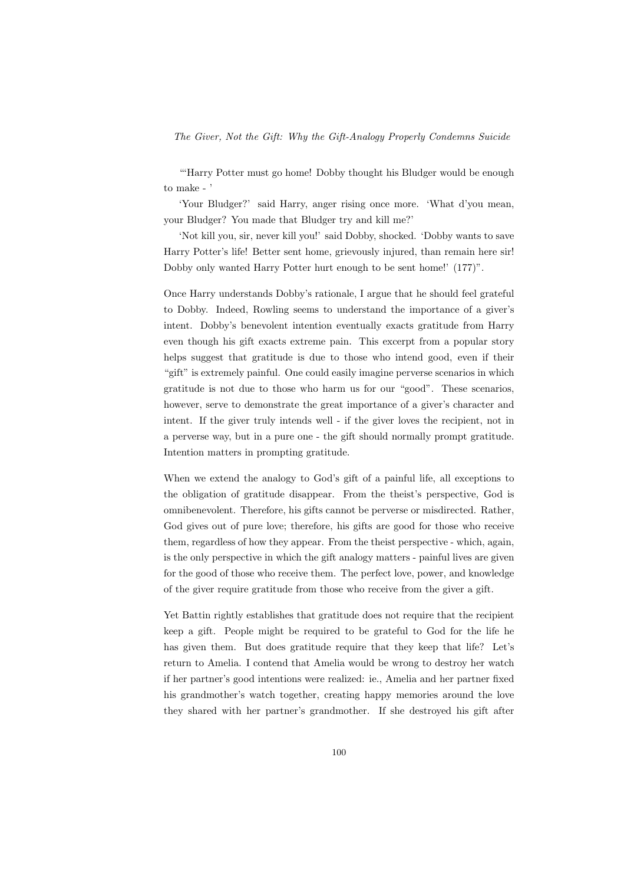"'Harry Potter must go home! Dobby thought his Bludger would be enough to make - '

'Your Bludger?' said Harry, anger rising once more. 'What d'you mean, your Bludger? You made that Bludger try and kill me?'

'Not kill you, sir, never kill you!' said Dobby, shocked. 'Dobby wants to save Harry Potter's life! Better sent home, grievously injured, than remain here sir! Dobby only wanted Harry Potter hurt enough to be sent home!' (177)".

Once Harry understands Dobby's rationale, I argue that he should feel grateful to Dobby. Indeed, Rowling seems to understand the importance of a giver's intent. Dobby's benevolent intention eventually exacts gratitude from Harry even though his gift exacts extreme pain. This excerpt from a popular story helps suggest that gratitude is due to those who intend good, even if their "gift" is extremely painful. One could easily imagine perverse scenarios in which gratitude is not due to those who harm us for our "good". These scenarios, however, serve to demonstrate the great importance of a giver's character and intent. If the giver truly intends well - if the giver loves the recipient, not in a perverse way, but in a pure one - the gift should normally prompt gratitude. Intention matters in prompting gratitude.

When we extend the analogy to God's gift of a painful life, all exceptions to the obligation of gratitude disappear. From the theist's perspective, God is omnibenevolent. Therefore, his gifts cannot be perverse or misdirected. Rather, God gives out of pure love; therefore, his gifts are good for those who receive them, regardless of how they appear. From the theist perspective - which, again, is the only perspective in which the gift analogy matters - painful lives are given for the good of those who receive them. The perfect love, power, and knowledge of the giver require gratitude from those who receive from the giver a gift.

Yet Battin rightly establishes that gratitude does not require that the recipient keep a gift. People might be required to be grateful to God for the life he has given them. But does gratitude require that they keep that life? Let's return to Amelia. I contend that Amelia would be wrong to destroy her watch if her partner's good intentions were realized: ie., Amelia and her partner fixed his grandmother's watch together, creating happy memories around the love they shared with her partner's grandmother. If she destroyed his gift after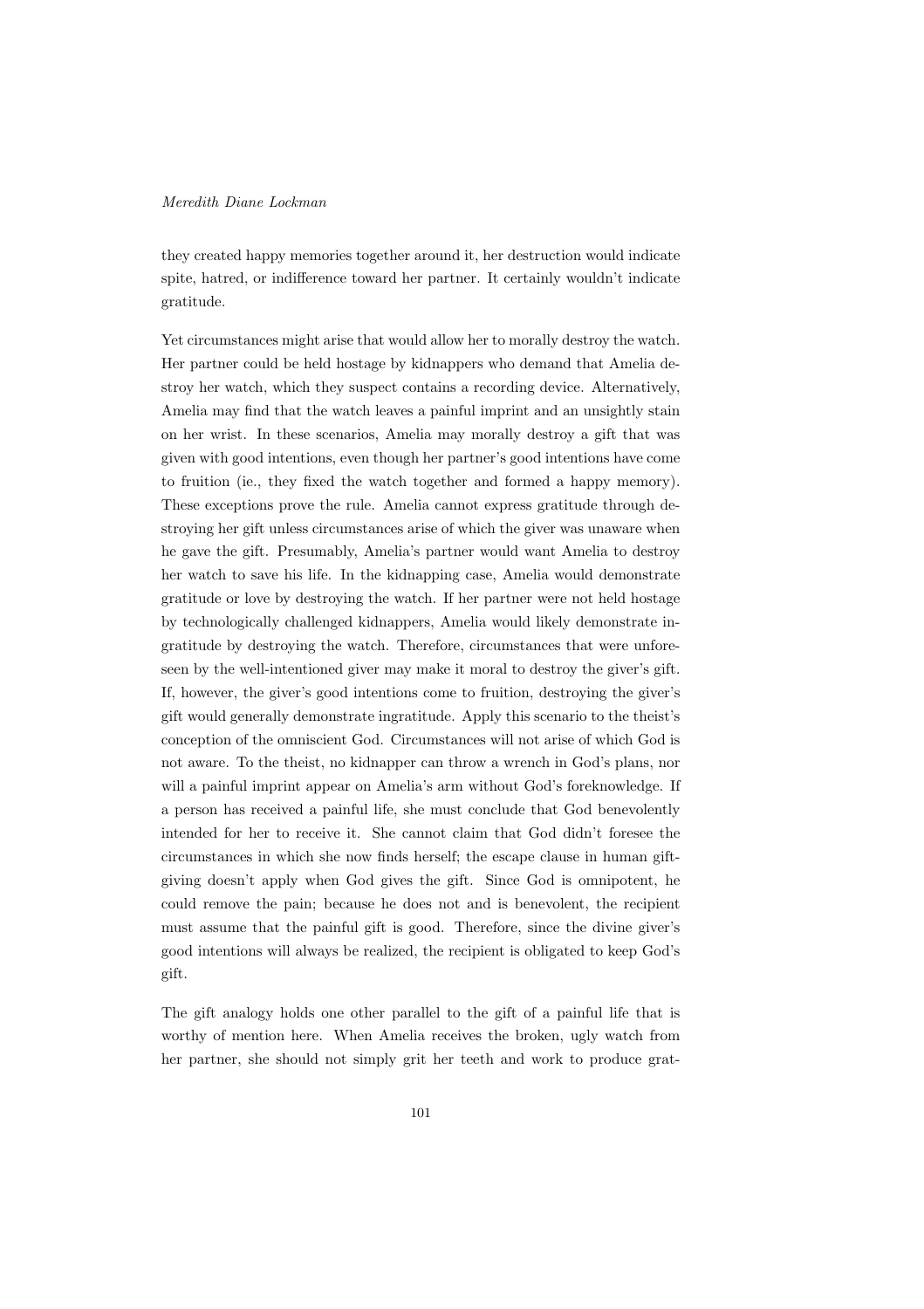they created happy memories together around it, her destruction would indicate spite, hatred, or indifference toward her partner. It certainly wouldn't indicate gratitude.

Yet circumstances might arise that would allow her to morally destroy the watch. Her partner could be held hostage by kidnappers who demand that Amelia destroy her watch, which they suspect contains a recording device. Alternatively, Amelia may find that the watch leaves a painful imprint and an unsightly stain on her wrist. In these scenarios, Amelia may morally destroy a gift that was given with good intentions, even though her partner's good intentions have come to fruition (ie., they fixed the watch together and formed a happy memory). These exceptions prove the rule. Amelia cannot express gratitude through destroying her gift unless circumstances arise of which the giver was unaware when he gave the gift. Presumably, Amelia's partner would want Amelia to destroy her watch to save his life. In the kidnapping case, Amelia would demonstrate gratitude or love by destroying the watch. If her partner were not held hostage by technologically challenged kidnappers, Amelia would likely demonstrate ingratitude by destroying the watch. Therefore, circumstances that were unforeseen by the well-intentioned giver may make it moral to destroy the giver's gift. If, however, the giver's good intentions come to fruition, destroying the giver's gift would generally demonstrate ingratitude. Apply this scenario to the theist's conception of the omniscient God. Circumstances will not arise of which God is not aware. To the theist, no kidnapper can throw a wrench in God's plans, nor will a painful imprint appear on Amelia's arm without God's foreknowledge. If a person has received a painful life, she must conclude that God benevolently intended for her to receive it. She cannot claim that God didn't foresee the circumstances in which she now finds herself; the escape clause in human gift-giving doesn't apply when God gives the gift. Since God is omnipotent, he could remove the pain; because he does not and is benevolent, the recipient must assume that the painful gift is good. Therefore, since the divine giver's good intentions will always be realized, the recipient is obligated to keep God's gift.

The gift analogy holds one other parallel to the gift of a painful life that is worthy of mention here. When Amelia receives the broken, ugly watch from her partner, she should not simply grit her teeth and work to produce grat-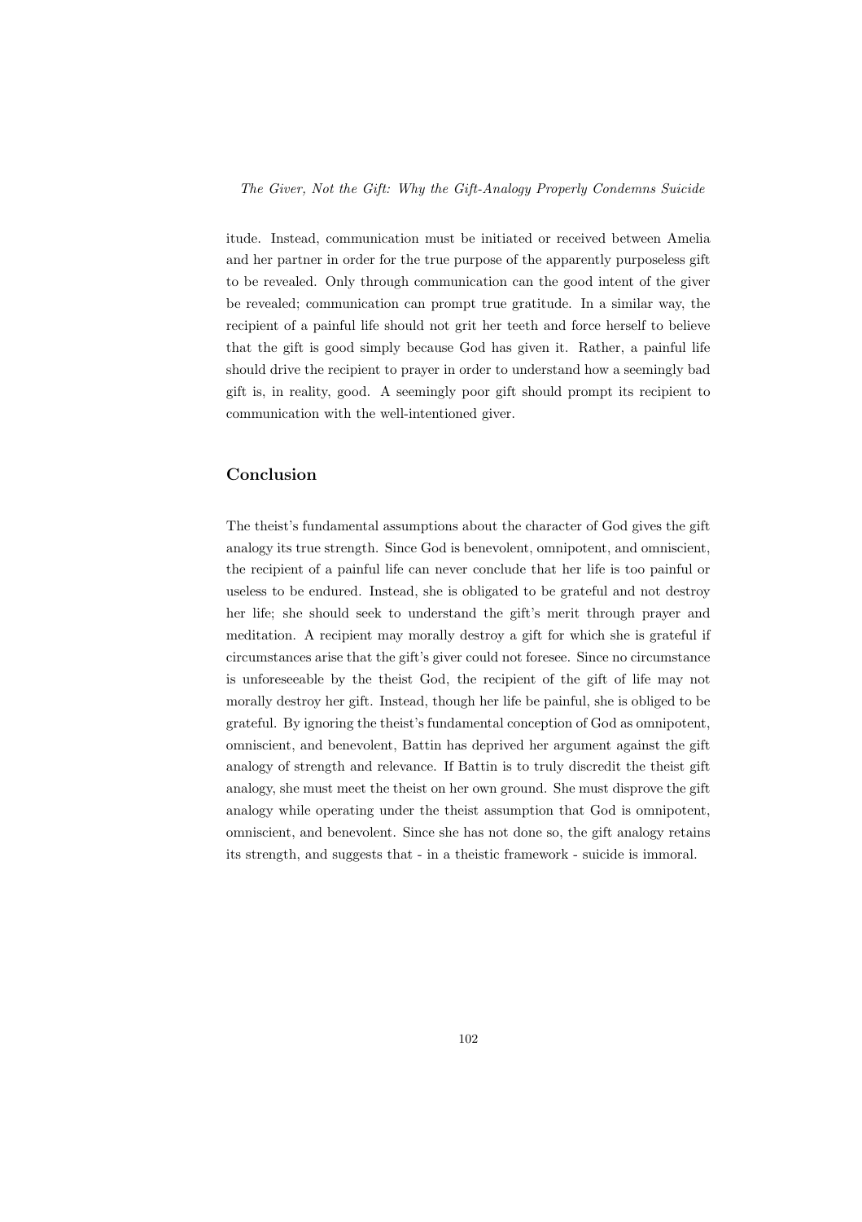itude. Instead, communication must be initiated or received between Amelia and her partner in order for the true purpose of the apparently purposeless gift to be revealed. Only through communication can the good intent of the giver be revealed; communication can prompt true gratitude. In a similar way, the recipient of a painful life should not grit her teeth and force herself to believe that the gift is good simply because God has given it. Rather, a painful life should drive the recipient to prayer in order to understand how a seemingly bad gift is, in reality, good. A seemingly poor gift should prompt its recipient to communication with the well-intentioned giver.

## Conclusion

The theist's fundamental assumptions about the character of God gives the gift analogy its true strength. Since God is benevolent, omnipotent, and omniscient, the recipient of a painful life can never conclude that her life is too painful or useless to be endured. Instead, she is obligated to be grateful and not destroy her life; she should seek to understand the gift's merit through prayer and meditation. A recipient may morally destroy a gift for which she is grateful if circumstances arise that the gift's giver could not foresee. Since no circumstance is unforeseeable by the theist God, the recipient of the gift of life may not morally destroy her gift. Instead, though her life be painful, she is obliged to be grateful. By ignoring the theist's fundamental conception of God as omnipotent, omniscient, and benevolent, Battin has deprived her argument against the gift analogy of strength and relevance. If Battin is to truly discredit the theist gift analogy, she must meet the theist on her own ground. She must disprove the gift analogy while operating under the theist assumption that God is omnipotent, omniscient, and benevolent. Since she has not done so, the gift analogy retains its strength, and suggests that - in a theistic framework - suicide is immoral.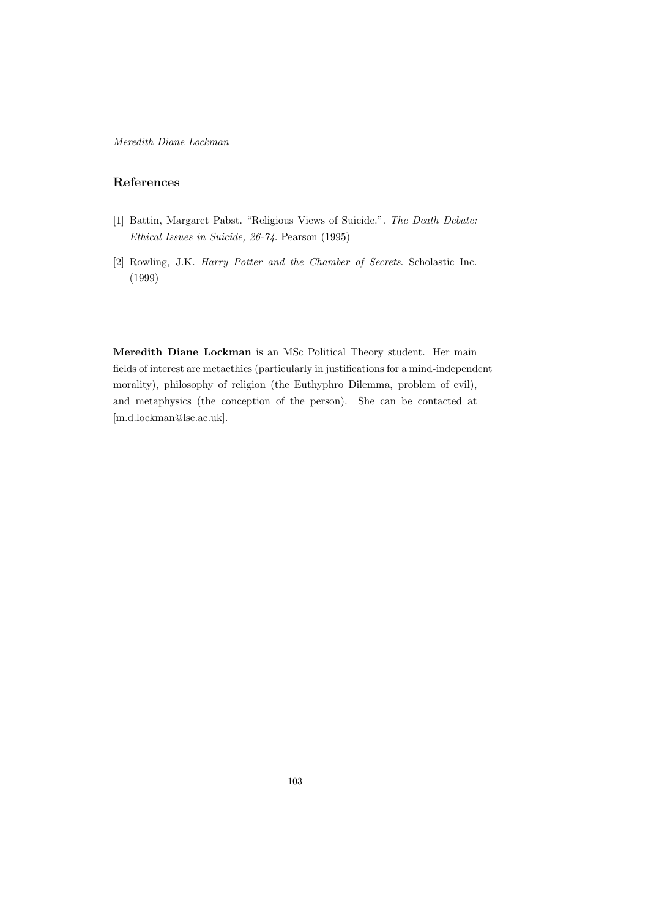## References

[1] Battin, Margaret Pabst. "Religious Views of Suicide.". *The Death Debate: Ethical Issues in Suicide, 26-74*. Pearson (1995)

[2] Rowling, J.K. *Harry Potter and the Chamber of Secrets*. Scholastic Inc. (1999)

**Meredith Diane Lockman** is an MSc Political Theory student. Her main fields of interest are metaethics (particularly in justifications for a mind-independent morality), philosophy of religion (the Euthyphro Dilemma, problem of evil), and metaphysics (the conception of the person). She can be contacted at [m.d.lockman@lse.ac.uk].